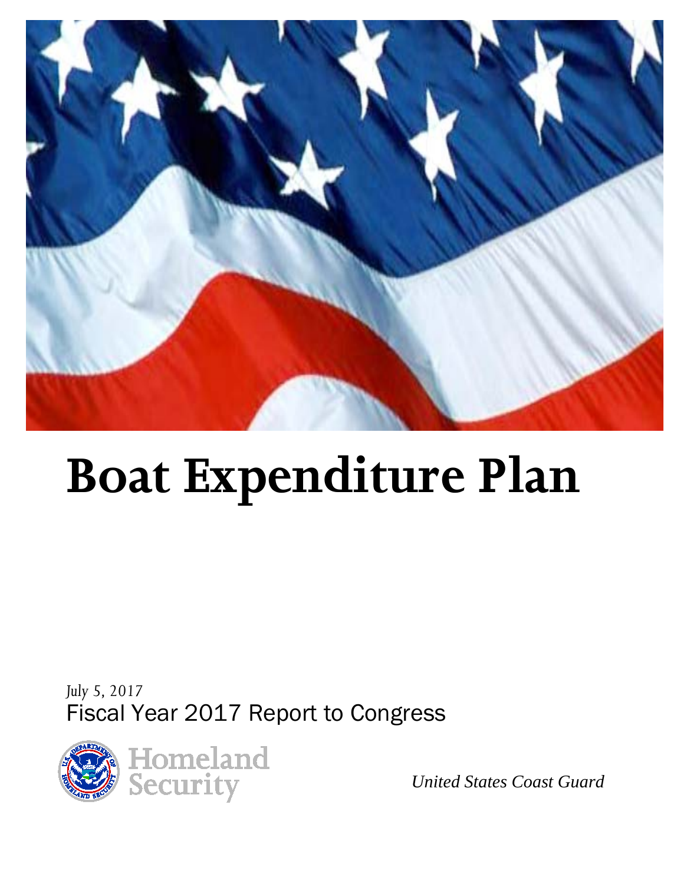# Boat Expenditure Plan

July 5, 2017

Fiscal Year 2017 Report to Congress

Homeland Security

*United States Coast Guard*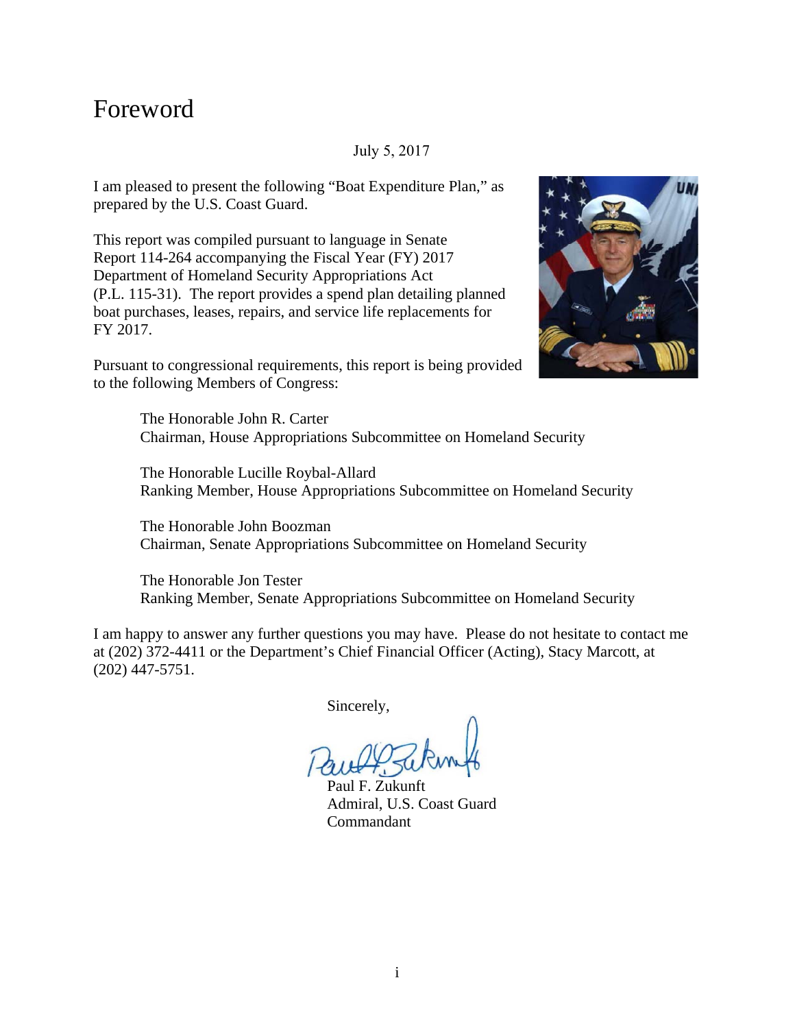# Foreword

July 5, 2017

I am pleased to present the following "Boat Expenditure Plan," as prepared by the U.S. Coast Guard.

This report was compiled pursuant to language in Senate Report 114-264 accompanying the Fiscal Year (FY) 2017 Department of Homeland Security Appropriations Act (P.L. 115-31). The report provides a spend plan detailing planned boat purchases, leases, repairs, and service life replacements for FY 2017.

Pursuant to congressional requirements, this report is being provided to the following Members of Congress:

The Honorable John R. Carter
Chairman, House Appropriations Subcommittee on Homeland Security

The Honorable Lucille Roybal-Allard
Ranking Member, House Appropriations Subcommittee on Homeland Security

The Honorable John Boozman
Chairman, Senate Appropriations Subcommittee on Homeland Security

The Honorable Jon Tester
Ranking Member, Senate Appropriations Subcommittee on Homeland Security

I am happy to answer any further questions you may have. Please do not hesitate to contact me at (202) 372-4411 or the Department's Chief Financial Officer (Acting), Stacy Marcott, at (202) 447-5751.

Sincerely,

Paul F. Zukunft
Admiral, U.S. Coast Guard
Commandant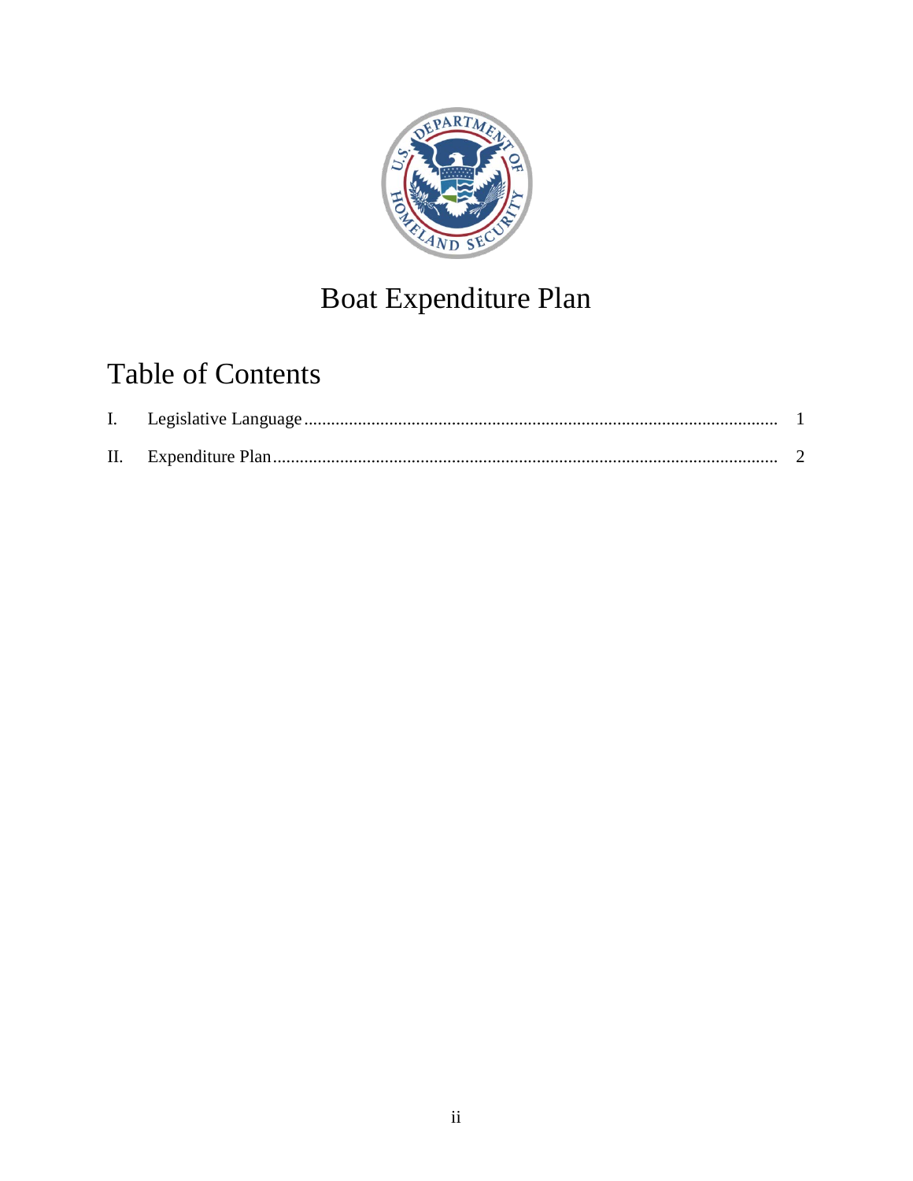# Boat Expenditure Plan

## Table of Contents

I. Legislative Language .......... 1

II. Expenditure Plan .......... 2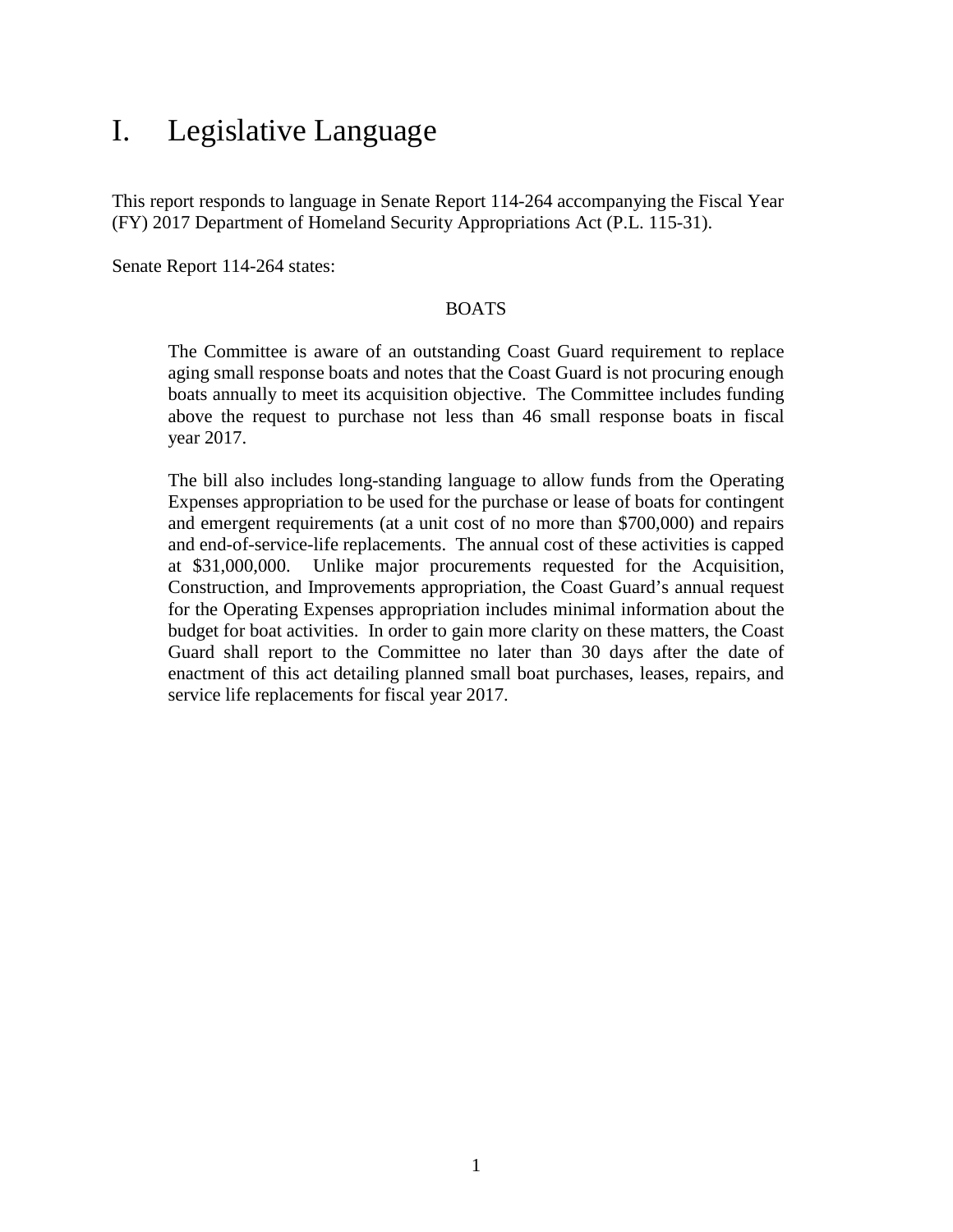# I. Legislative Language

This report responds to language in Senate Report 114-264 accompanying the Fiscal Year (FY) 2017 Department of Homeland Security Appropriations Act (P.L. 115-31).

Senate Report 114-264 states:

> BOATS
>
> The Committee is aware of an outstanding Coast Guard requirement to replace aging small response boats and notes that the Coast Guard is not procuring enough boats annually to meet its acquisition objective. The Committee includes funding above the request to purchase not less than 46 small response boats in fiscal year 2017.
>
> The bill also includes long-standing language to allow funds from the Operating Expenses appropriation to be used for the purchase or lease of boats for contingent and emergent requirements (at a unit cost of no more than $700,000) and repairs and end-of-service-life replacements. The annual cost of these activities is capped at $31,000,000. Unlike major procurements requested for the Acquisition, Construction, and Improvements appropriation, the Coast Guard's annual request for the Operating Expenses appropriation includes minimal information about the budget for boat activities. In order to gain more clarity on these matters, the Coast Guard shall report to the Committee no later than 30 days after the date of enactment of this act detailing planned small boat purchases, leases, repairs, and service life replacements for fiscal year 2017.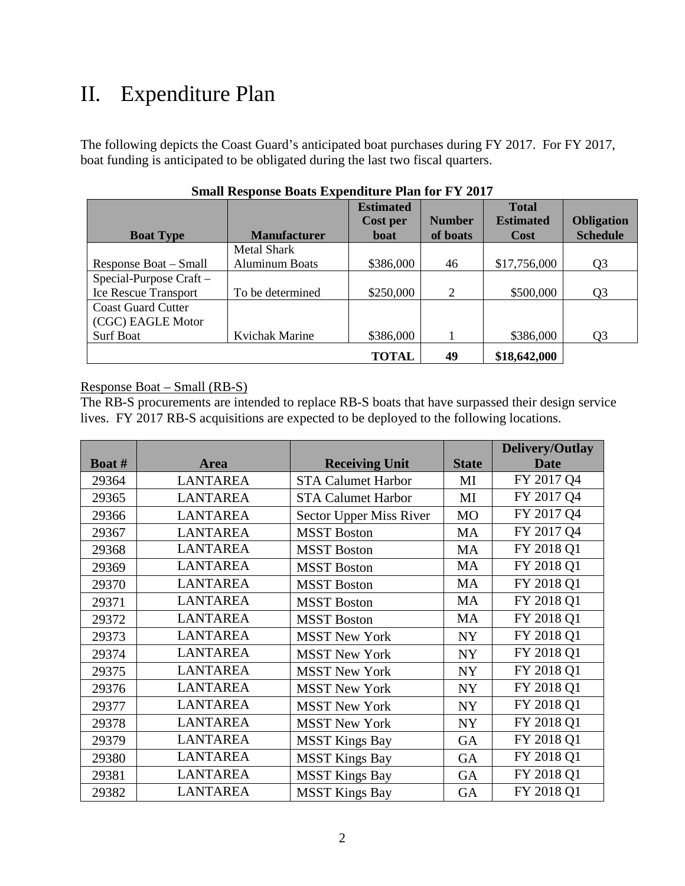# II. Expenditure Plan

The following depicts the Coast Guard's anticipated boat purchases during FY 2017. For FY 2017, boat funding is anticipated to be obligated during the last two fiscal quarters.

**Small Response Boats Expenditure Plan for FY 2017**

| Boat Type | Manufacturer | Estimated Cost per boat | Number of boats | Total Estimated Cost | Obligation Schedule |
|---|---|---|---|---|---|
| Response Boat – Small | Metal Shark Aluminum Boats | $386,000 | 46 | $17,756,000 | Q3 |
| Special-Purpose Craft – Ice Rescue Transport | To be determined | $250,000 | 2 | $500,000 | Q3 |
| Coast Guard Cutter (CGC) EAGLE Motor Surf Boat | Kvichak Marine | $386,000 | 1 | $386,000 | Q3 |
| | | **TOTAL** | **49** | **$18,642,000** | |

Response Boat – Small (RB-S)

The RB-S procurements are intended to replace RB-S boats that have surpassed their design service lives. FY 2017 RB-S acquisitions are expected to be deployed to the following locations.

| Boat # | Area | Receiving Unit | State | Delivery/Outlay Date |
|---|---|---|---|---|
| 29364 | LANTAREA | STA Calumet Harbor | MI | FY 2017 Q4 |
| 29365 | LANTAREA | STA Calumet Harbor | MI | FY 2017 Q4 |
| 29366 | LANTAREA | Sector Upper Miss River | MO | FY 2017 Q4 |
| 29367 | LANTAREA | MSST Boston | MA | FY 2017 Q4 |
| 29368 | LANTAREA | MSST Boston | MA | FY 2018 Q1 |
| 29369 | LANTAREA | MSST Boston | MA | FY 2018 Q1 |
| 29370 | LANTAREA | MSST Boston | MA | FY 2018 Q1 |
| 29371 | LANTAREA | MSST Boston | MA | FY 2018 Q1 |
| 29372 | LANTAREA | MSST Boston | MA | FY 2018 Q1 |
| 29373 | LANTAREA | MSST New York | NY | FY 2018 Q1 |
| 29374 | LANTAREA | MSST New York | NY | FY 2018 Q1 |
| 29375 | LANTAREA | MSST New York | NY | FY 2018 Q1 |
| 29376 | LANTAREA | MSST New York | NY | FY 2018 Q1 |
| 29377 | LANTAREA | MSST New York | NY | FY 2018 Q1 |
| 29378 | LANTAREA | MSST New York | NY | FY 2018 Q1 |
| 29379 | LANTAREA | MSST Kings Bay | GA | FY 2018 Q1 |
| 29380 | LANTAREA | MSST Kings Bay | GA | FY 2018 Q1 |
| 29381 | LANTAREA | MSST Kings Bay | GA | FY 2018 Q1 |
| 29382 | LANTAREA | MSST Kings Bay | GA | FY 2018 Q1 |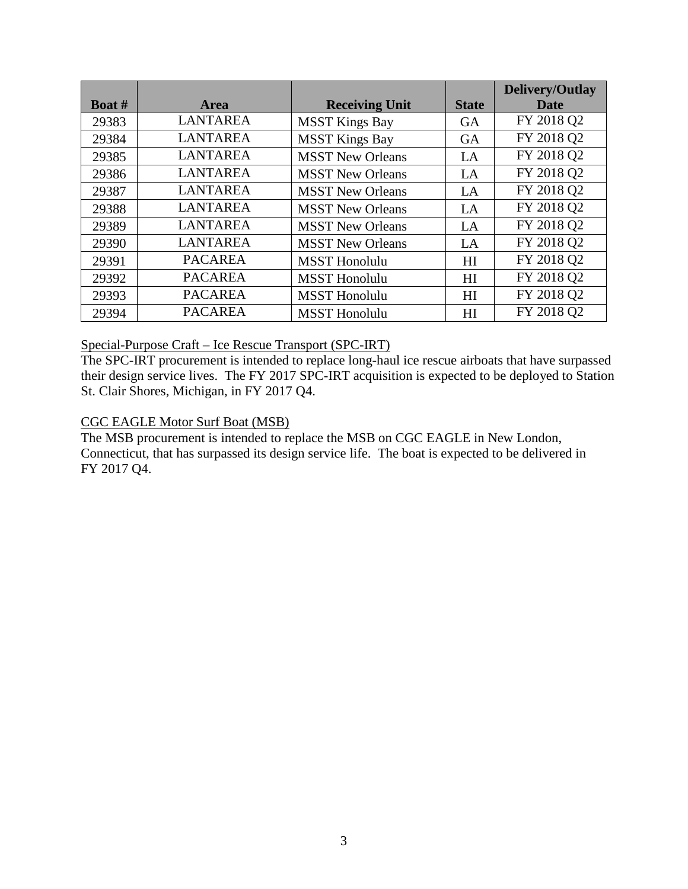| Boat # | Area | Receiving Unit | State | Delivery/Outlay Date |
|---|---|---|---|---|
| 29383 | LANTAREA | MSST Kings Bay | GA | FY 2018 Q2 |
| 29384 | LANTAREA | MSST Kings Bay | GA | FY 2018 Q2 |
| 29385 | LANTAREA | MSST New Orleans | LA | FY 2018 Q2 |
| 29386 | LANTAREA | MSST New Orleans | LA | FY 2018 Q2 |
| 29387 | LANTAREA | MSST New Orleans | LA | FY 2018 Q2 |
| 29388 | LANTAREA | MSST New Orleans | LA | FY 2018 Q2 |
| 29389 | LANTAREA | MSST New Orleans | LA | FY 2018 Q2 |
| 29390 | LANTAREA | MSST New Orleans | LA | FY 2018 Q2 |
| 29391 | PACAREA | MSST Honolulu | HI | FY 2018 Q2 |
| 29392 | PACAREA | MSST Honolulu | HI | FY 2018 Q2 |
| 29393 | PACAREA | MSST Honolulu | HI | FY 2018 Q2 |
| 29394 | PACAREA | MSST Honolulu | HI | FY 2018 Q2 |

Special-Purpose Craft – Ice Rescue Transport (SPC-IRT)

The SPC-IRT procurement is intended to replace long-haul ice rescue airboats that have surpassed their design service lives. The FY 2017 SPC-IRT acquisition is expected to be deployed to Station St. Clair Shores, Michigan, in FY 2017 Q4.

CGC EAGLE Motor Surf Boat (MSB)

The MSB procurement is intended to replace the MSB on CGC EAGLE in New London, Connecticut, that has surpassed its design service life. The boat is expected to be delivered in FY 2017 Q4.